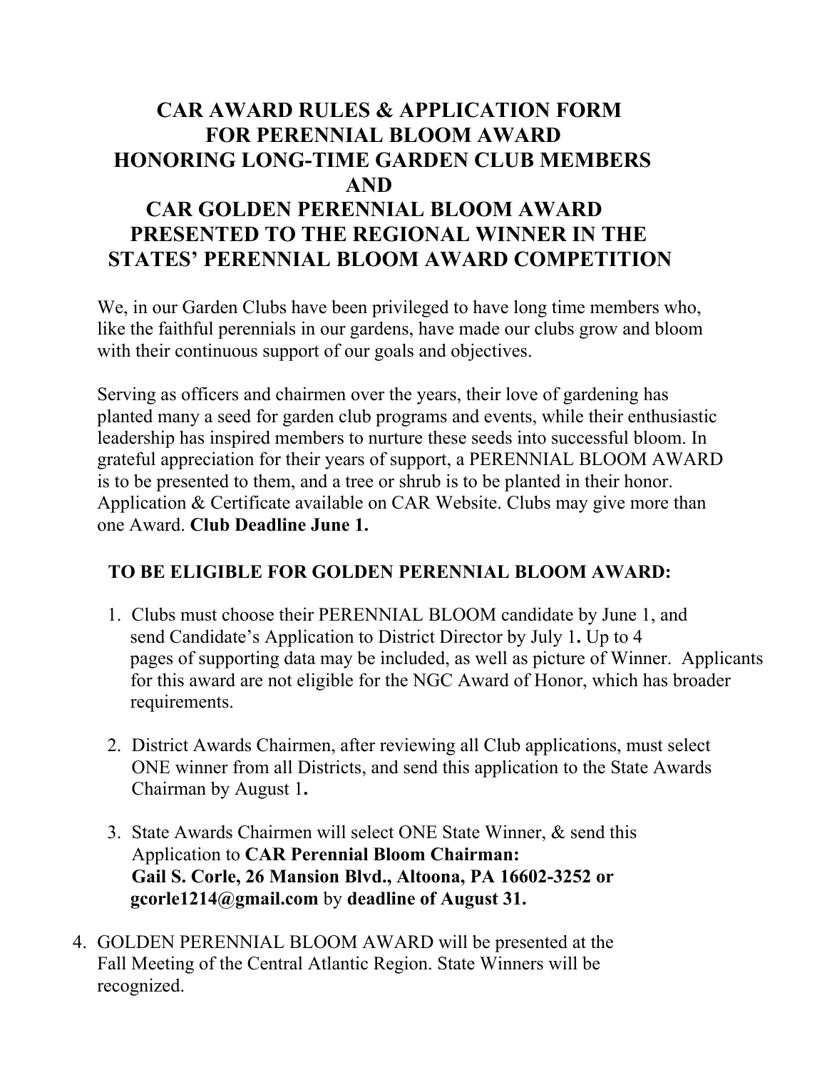# CAR AWARD RULES & APPLICATION FORM FOR PERENNIAL BLOOM AWARD HONORING LONG-TIME GARDEN CLUB MEMBERS AND CAR GOLDEN PERENNIAL BLOOM AWARD PRESENTED TO THE REGIONAL WINNER IN THE STATES' PERENNIAL BLOOM AWARD COMPETITION

We, in our Garden Clubs have been privileged to have long time members who, like the faithful perennials in our gardens, have made our clubs grow and bloom with their continuous support of our goals and objectives.

Serving as officers and chairmen over the years, their love of gardening has planted many a seed for garden club programs and events, while their enthusiastic leadership has inspired members to nurture these seeds into successful bloom. In grateful appreciation for their years of support, a PERENNIAL BLOOM AWARD is to be presented to them, and a tree or shrub is to be planted in their honor. Application & Certificate available on CAR Website. Clubs may give more than one Award. **Club Deadline June 1.**

**TO BE ELIGIBLE FOR GOLDEN PERENNIAL BLOOM AWARD:**

1. Clubs must choose their PERENNIAL BLOOM candidate by June 1, and send Candidate's Application to District Director by July 1**.** Up to 4 pages of supporting data may be included, as well as picture of Winner. Applicants for this award are not eligible for the NGC Award of Honor, which has broader requirements.

2. District Awards Chairmen, after reviewing all Club applications, must select ONE winner from all Districts, and send this application to the State Awards Chairman by August 1**.**

3. State Awards Chairmen will select ONE State Winner, & send this Application to **CAR Perennial Bloom Chairman: Gail S. Corle, 26 Mansion Blvd., Altoona, PA 16602-3252 or gcorle1214@gmail.com** by **deadline of August 31.**

4. GOLDEN PERENNIAL BLOOM AWARD will be presented at the Fall Meeting of the Central Atlantic Region. State Winners will be recognized.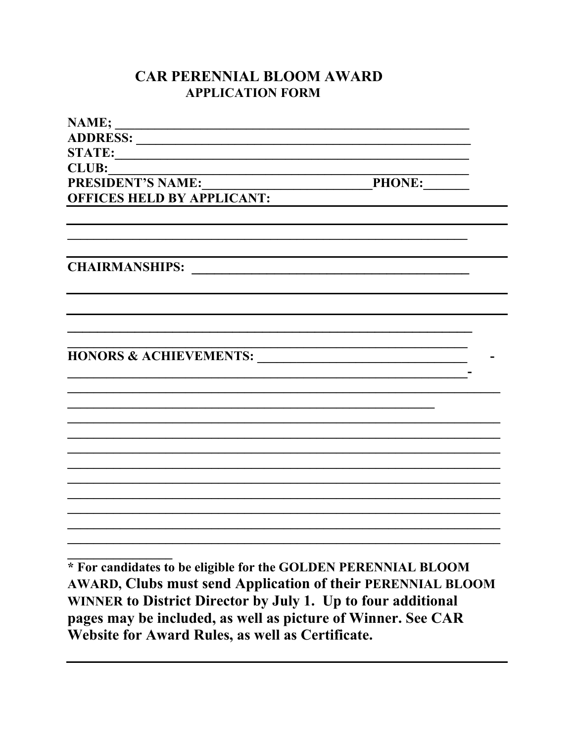# CAR PERENNIAL BLOOM AWARD

## APPLICATION FORM

**NAME; ______________________________________________________**

**ADDRESS: ___________________________________________________**

**STATE:______________________________________________________**

**CLUB:_______________________________________________________**

**PRESIDENT'S NAME:__________________________PHONE:_______**

**OFFICES HELD BY APPLICANT:**

**CHAIRMANSHIPS: ____________________________________________**

**HONORS & ACHIEVEMENTS: ________________________________ -**

* **For candidates to be eligible for the GOLDEN PERENNIAL BLOOM AWARD, Clubs must send Application of their PERENNIAL BLOOM WINNER to District Director by July 1. Up to four additional pages may be included, as well as picture of Winner. See CAR Website for Award Rules, as well as Certificate.**